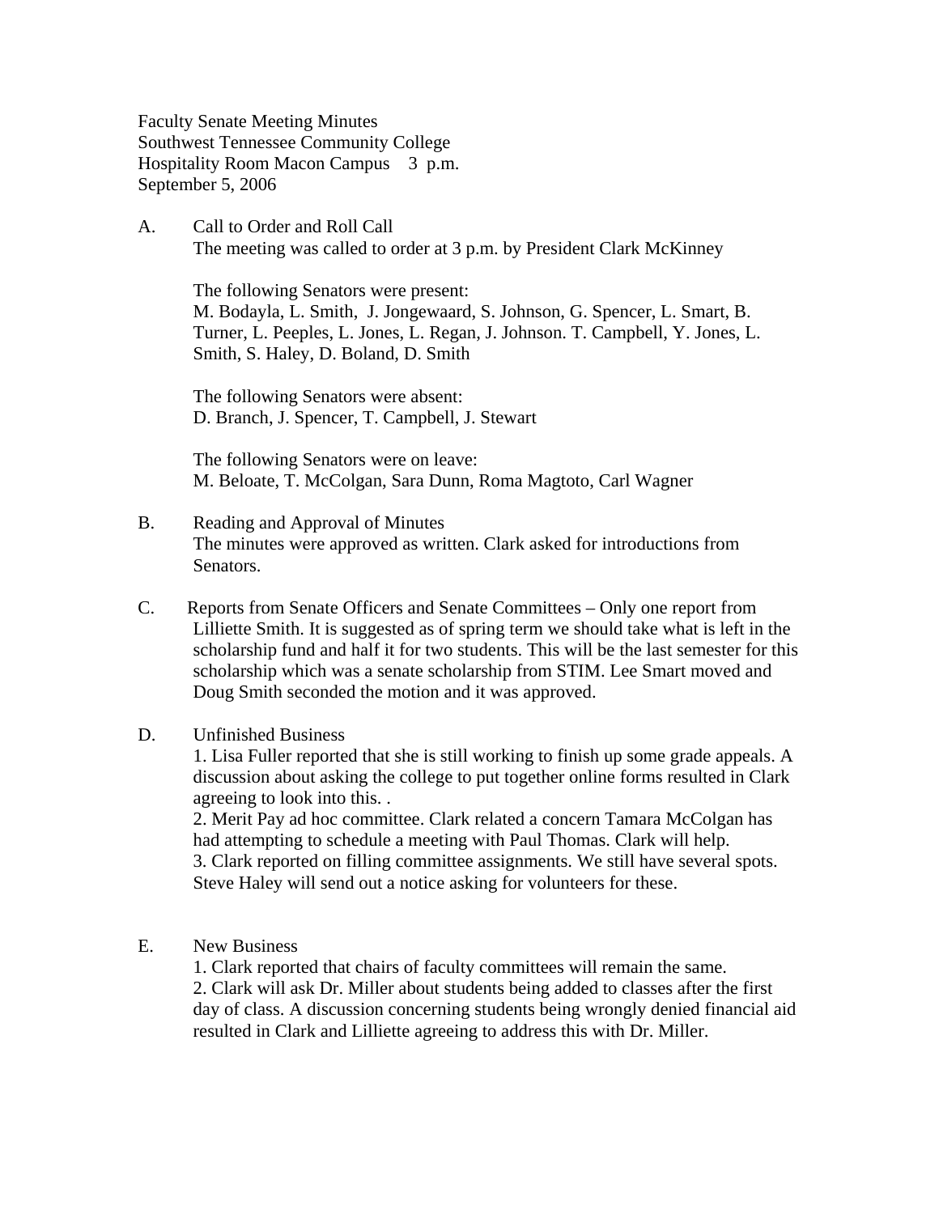Faculty Senate Meeting Minutes
Southwest Tennessee Community College
Hospitality Room Macon Campus 3 p.m.
September 5, 2006

A. Call to Order and Roll Call

The meeting was called to order at 3 p.m. by President Clark McKinney

The following Senators were present:
M. Bodayla, L. Smith, J. Jongewaard, S. Johnson, G. Spencer, L. Smart, B. Turner, L. Peeples, L. Jones, L. Regan, J. Johnson. T. Campbell, Y. Jones, L. Smith, S. Haley, D. Boland, D. Smith

The following Senators were absent:
D. Branch, J. Spencer, T. Campbell, J. Stewart

The following Senators were on leave:
M. Beloate, T. McColgan, Sara Dunn, Roma Magtoto, Carl Wagner

B. Reading and Approval of Minutes

The minutes were approved as written. Clark asked for introductions from Senators.

C. Reports from Senate Officers and Senate Committees – Only one report from Lilliette Smith. It is suggested as of spring term we should take what is left in the scholarship fund and half it for two students. This will be the last semester for this scholarship which was a senate scholarship from STIM. Lee Smart moved and Doug Smith seconded the motion and it was approved.

D. Unfinished Business

1. Lisa Fuller reported that she is still working to finish up some grade appeals. A discussion about asking the college to put together online forms resulted in Clark agreeing to look into this. .
2. Merit Pay ad hoc committee. Clark related a concern Tamara McColgan has had attempting to schedule a meeting with Paul Thomas. Clark will help.
3. Clark reported on filling committee assignments. We still have several spots. Steve Haley will send out a notice asking for volunteers for these.

E. New Business

1. Clark reported that chairs of faculty committees will remain the same.
2. Clark will ask Dr. Miller about students being added to classes after the first day of class. A discussion concerning students being wrongly denied financial aid resulted in Clark and Lilliette agreeing to address this with Dr. Miller.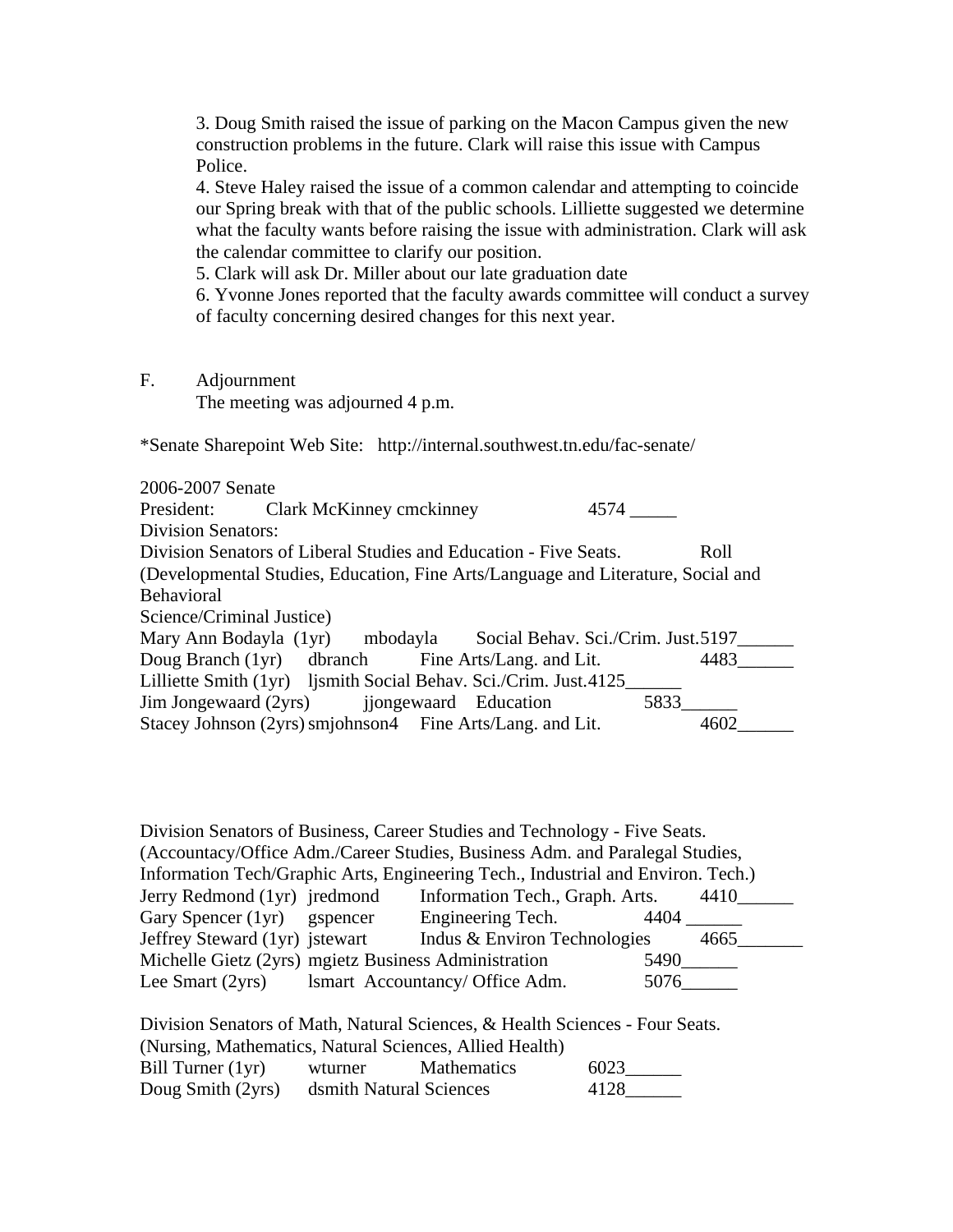3. Doug Smith raised the issue of parking on the Macon Campus given the new construction problems in the future. Clark will raise this issue with Campus Police.

4. Steve Haley raised the issue of a common calendar and attempting to coincide our Spring break with that of the public schools. Lilliette suggested we determine what the faculty wants before raising the issue with administration. Clark will ask the calendar committee to clarify our position.

5. Clark will ask Dr. Miller about our late graduation date

6. Yvonne Jones reported that the faculty awards committee will conduct a survey of faculty concerning desired changes for this next year.

F. Adjournment

The meeting was adjourned 4 p.m.

*Senate Sharepoint Web Site: http://internal.southwest.tn.edu/fac-senate/

2006-2007 Senate

President: Clark McKinney cmckinney 4574 _____

Division Senators:

Division Senators of Liberal Studies and Education - Five Seats. Roll
(Developmental Studies, Education, Fine Arts/Language and Literature, Social and Behavioral Science/Criminal Justice)

| Name | Username | Department | Ext. | Roll |
|---|---|---|---|---|
| Mary Ann Bodayla (1yr) | mbodayla | Social Behav. Sci./Crim. Just. | 5197 | ______ |
| Doug Branch (1yr) | dbranch | Fine Arts/Lang. and Lit. | 4483 | ______ |
| Lilliette Smith (1yr) | ljsmith | Social Behav. Sci./Crim. Just. | 4125 | ______ |
| Jim Jongewaard (2yrs) | jjongewaard | Education | 5833 | ______ |
| Stacey Johnson (2yrs) | smjohnson4 | Fine Arts/Lang. and Lit. | 4602 | ______ |

Division Senators of Business, Career Studies and Technology - Five Seats.
(Accountancy/Office Adm./Career Studies, Business Adm. and Paralegal Studies, Information Tech/Graphic Arts, Engineering Tech., Industrial and Environ. Tech.)

| Name | Username | Department | Ext. | Roll |
|---|---|---|---|---|
| Jerry Redmond (1yr) | jredmond | Information Tech., Graph. Arts. | 4410 | ______ |
| Gary Spencer (1yr) | gspencer | Engineering Tech. | 4404 | ______ |
| Jeffrey Steward (1yr) | jstewart | Indus & Environ Technologies | 4665 | _______ |
| Michelle Gietz (2yrs) | mgietz | Business Administration | 5490 | ______ |
| Lee Smart (2yrs) | lsmart | Accountancy/ Office Adm. | 5076 | ______ |

Division Senators of Math, Natural Sciences, & Health Sciences - Four Seats.
(Nursing, Mathematics, Natural Sciences, Allied Health)

| Name | Username | Department | Ext. | Roll |
|---|---|---|---|---|
| Bill Turner (1yr) | wturner | Mathematics | 6023 | ______ |
| Doug Smith (2yrs) | dsmith | Natural Sciences | 4128 | ______ |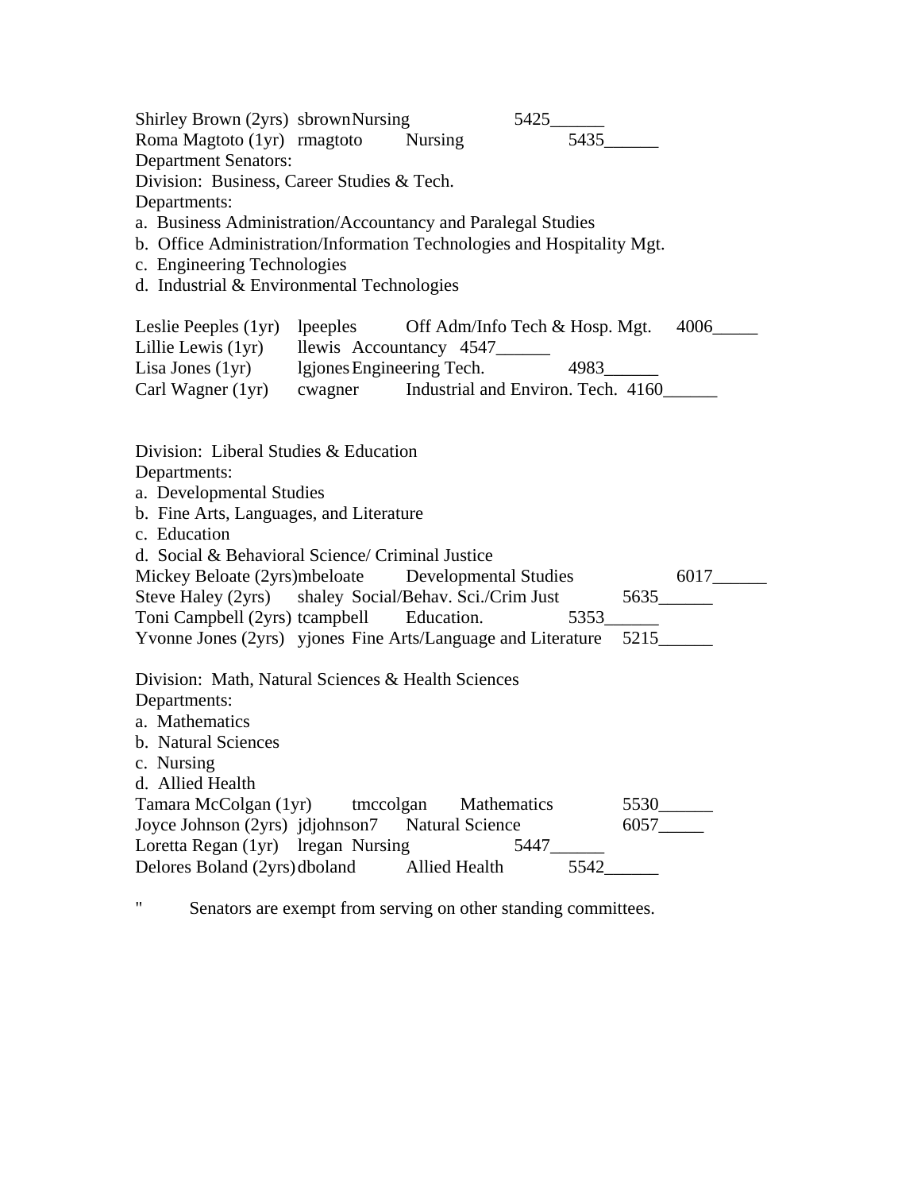Shirley Brown (2yrs) sbrown Nursing 5425______
Roma Magtoto (1yr) rmagtoto Nursing 5435______

Department Senators:

Division: Business, Career Studies & Tech.

Departments:

a. Business Administration/Accountancy and Paralegal Studies
b. Office Administration/Information Technologies and Hospitality Mgt.
c. Engineering Technologies
d. Industrial & Environmental Technologies

Leslie Peeples (1yr) lpeeples Off Adm/Info Tech & Hosp. Mgt. 4006_____
Lillie Lewis (1yr) llewis Accountancy 4547______
Lisa Jones (1yr) lgjones Engineering Tech. 4983______
Carl Wagner (1yr) cwagner Industrial and Environ. Tech. 4160______

Division: Liberal Studies & Education

Departments:

a. Developmental Studies
b. Fine Arts, Languages, and Literature
c. Education
d. Social & Behavioral Science/ Criminal Justice

Mickey Beloate (2yrs) mbeloate Developmental Studies 6017______
Steve Haley (2yrs) shaley Social/Behav. Sci./Crim Just 5635______
Toni Campbell (2yrs) tcampbell Education. 5353______
Yvonne Jones (2yrs) yjones Fine Arts/Language and Literature 5215______

Division: Math, Natural Sciences & Health Sciences

Departments:

a. Mathematics
b. Natural Sciences
c. Nursing
d. Allied Health

Tamara McColgan (1yr) tmccolgan Mathematics 5530______
Joyce Johnson (2yrs) jdjohnson7 Natural Science 6057_____
Loretta Regan (1yr) lregan Nursing 5447______
Delores Boland (2yrs) dboland Allied Health 5542______

" Senators are exempt from serving on other standing committees.